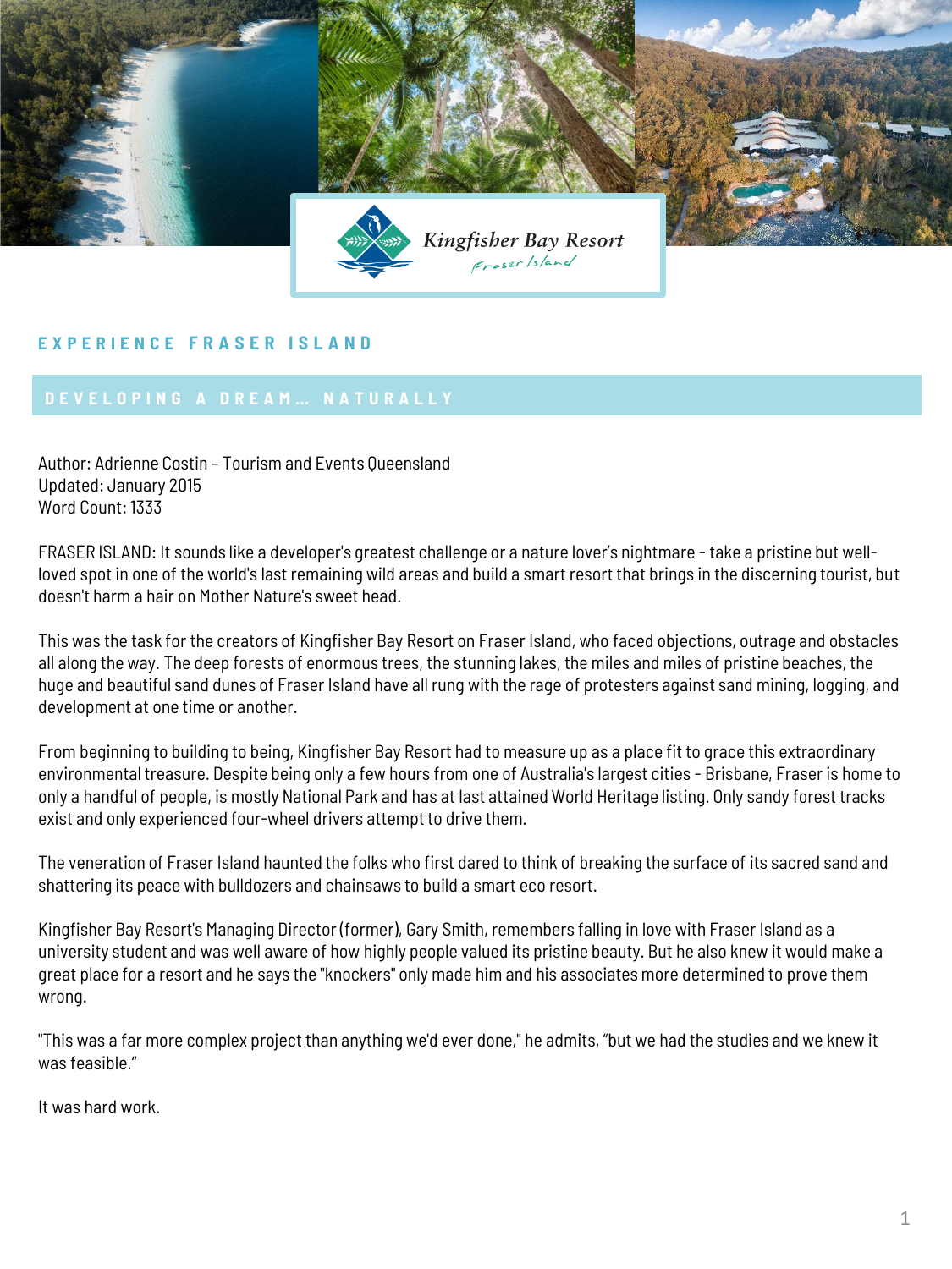Kingfisher Bay Resort
Fraser Island

## EXPERIENCE FRASER ISLAND

## DEVELOPING A DREAM… NATURALLY

Author: Adrienne Costin – Tourism and Events Queensland
Updated: January 2015
Word Count: 1333

FRASER ISLAND: It sounds like a developer's greatest challenge or a nature lover's nightmare - take a pristine but well-loved spot in one of the world's last remaining wild areas and build a smart resort that brings in the discerning tourist, but doesn't harm a hair on Mother Nature's sweet head.

This was the task for the creators of Kingfisher Bay Resort on Fraser Island, who faced objections, outrage and obstacles all along the way. The deep forests of enormous trees, the stunning lakes, the miles and miles of pristine beaches, the huge and beautiful sand dunes of Fraser Island have all rung with the rage of protesters against sand mining, logging, and development at one time or another.

From beginning to building to being, Kingfisher Bay Resort had to measure up as a place fit to grace this extraordinary environmental treasure. Despite being only a few hours from one of Australia's largest cities - Brisbane, Fraser is home to only a handful of people, is mostly National Park and has at last attained World Heritage listing. Only sandy forest tracks exist and only experienced four-wheel drivers attempt to drive them.

The veneration of Fraser Island haunted the folks who first dared to think of breaking the surface of its sacred sand and shattering its peace with bulldozers and chainsaws to build a smart eco resort.

Kingfisher Bay Resort's Managing Director (former), Gary Smith, remembers falling in love with Fraser Island as a university student and was well aware of how highly people valued its pristine beauty. But he also knew it would make a great place for a resort and he says the "knockers" only made him and his associates more determined to prove them wrong.

"This was a far more complex project than anything we'd ever done," he admits, "but we had the studies and we knew it was feasible."

It was hard work.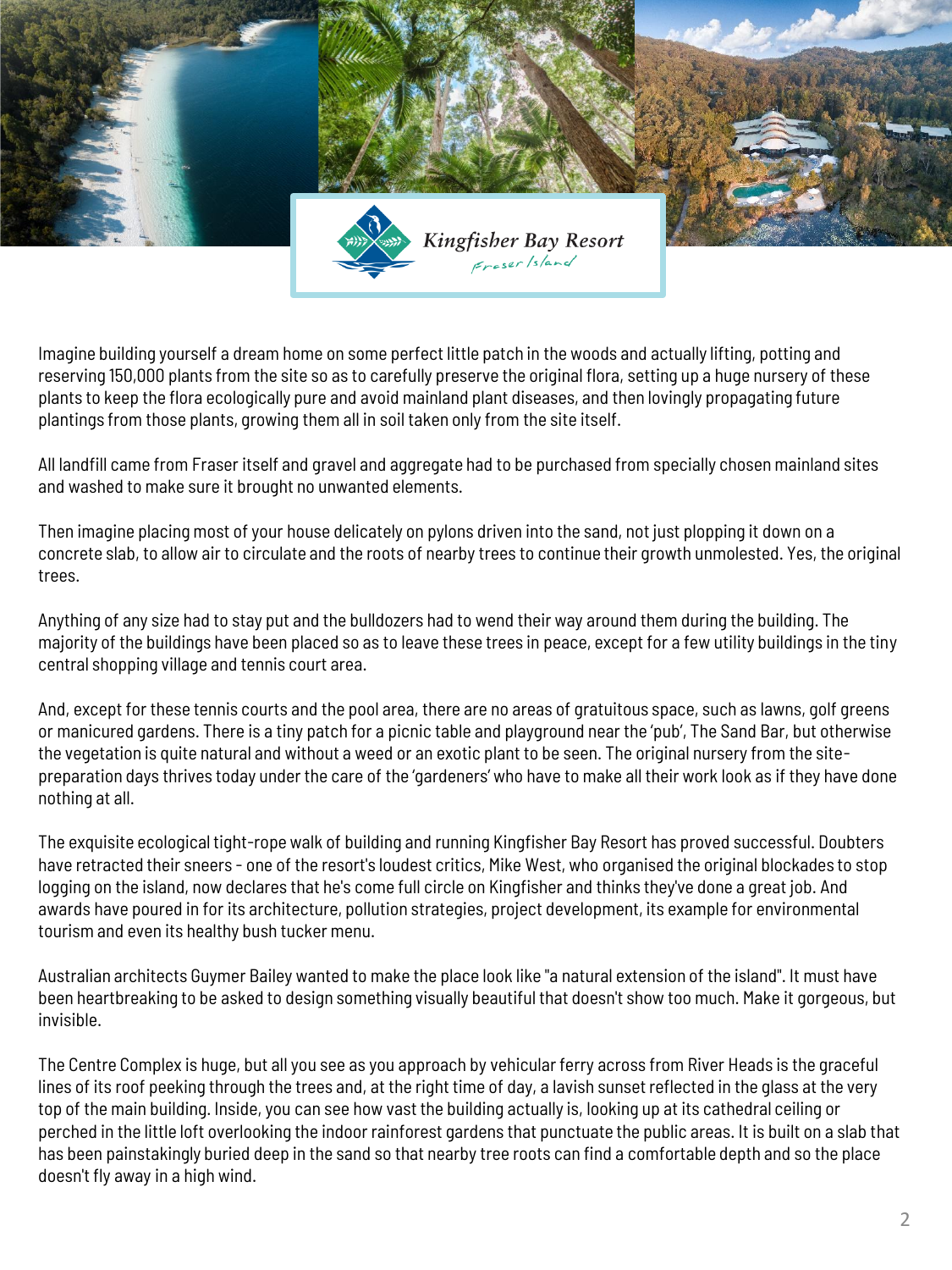Kingfisher Bay Resort

Fraser Island

Imagine building yourself a dream home on some perfect little patch in the woods and actually lifting, potting and reserving 150,000 plants from the site so as to carefully preserve the original flora, setting up a huge nursery of these plants to keep the flora ecologically pure and avoid mainland plant diseases, and then lovingly propagating future plantings from those plants, growing them all in soil taken only from the site itself.

All landfill came from Fraser itself and gravel and aggregate had to be purchased from specially chosen mainland sites and washed to make sure it brought no unwanted elements.

Then imagine placing most of your house delicately on pylons driven into the sand, not just plopping it down on a concrete slab, to allow air to circulate and the roots of nearby trees to continue their growth unmolested. Yes, the original trees.

Anything of any size had to stay put and the bulldozers had to wend their way around them during the building. The majority of the buildings have been placed so as to leave these trees in peace, except for a few utility buildings in the tiny central shopping village and tennis court area.

And, except for these tennis courts and the pool area, there are no areas of gratuitous space, such as lawns, golf greens or manicured gardens. There is a tiny patch for a picnic table and playground near the 'pub', The Sand Bar, but otherwise the vegetation is quite natural and without a weed or an exotic plant to be seen. The original nursery from the site-preparation days thrives today under the care of the 'gardeners' who have to make all their work look as if they have done nothing at all.

The exquisite ecological tight-rope walk of building and running Kingfisher Bay Resort has proved successful. Doubters have retracted their sneers - one of the resort's loudest critics, Mike West, who organised the original blockades to stop logging on the island, now declares that he's come full circle on Kingfisher and thinks they've done a great job. And awards have poured in for its architecture, pollution strategies, project development, its example for environmental tourism and even its healthy bush tucker menu.

Australian architects Guymer Bailey wanted to make the place look like "a natural extension of the island". It must have been heartbreaking to be asked to design something visually beautiful that doesn't show too much. Make it gorgeous, but invisible.

The Centre Complex is huge, but all you see as you approach by vehicular ferry across from River Heads is the graceful lines of its roof peeking through the trees and, at the right time of day, a lavish sunset reflected in the glass at the very top of the main building. Inside, you can see how vast the building actually is, looking up at its cathedral ceiling or perched in the little loft overlooking the indoor rainforest gardens that punctuate the public areas. It is built on a slab that has been painstakingly buried deep in the sand so that nearby tree roots can find a comfortable depth and so the place doesn't fly away in a high wind.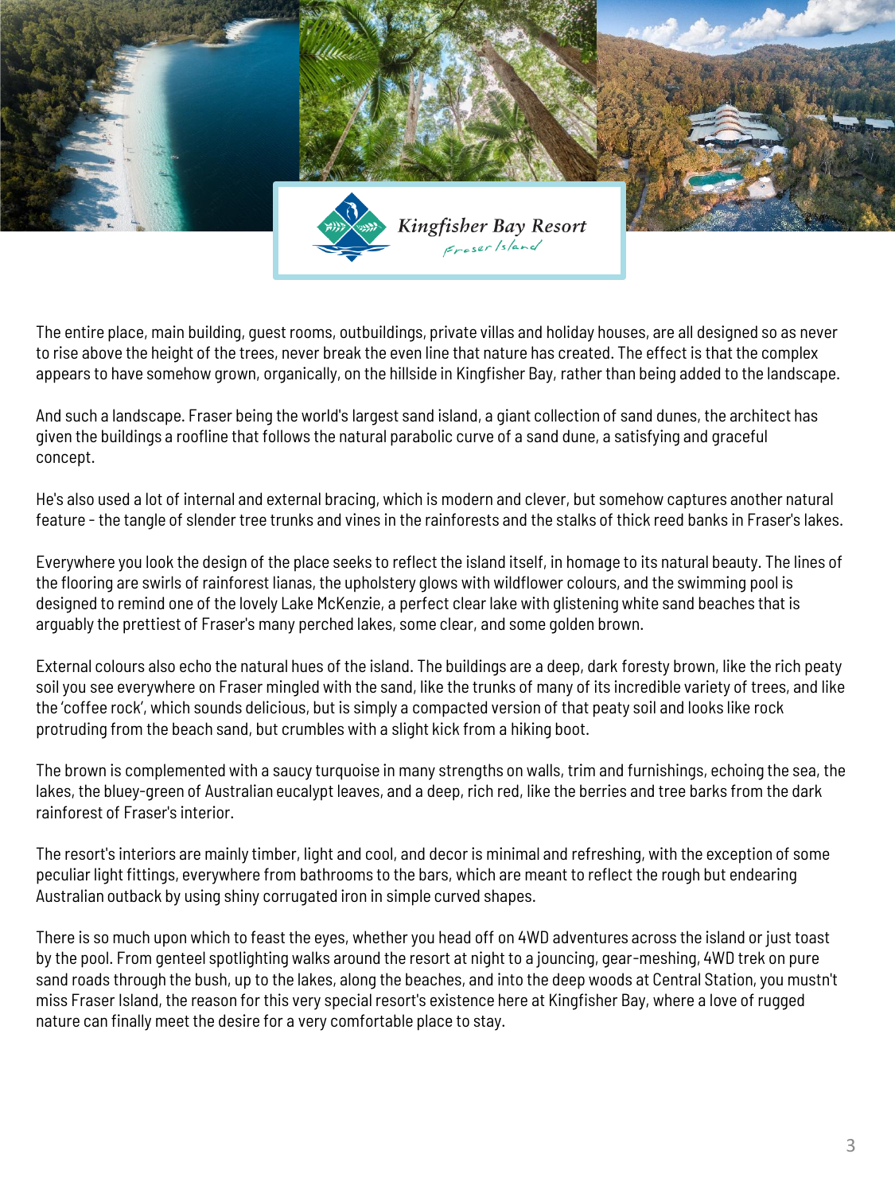Kingfisher Bay Resort

*Fraser Island*

The entire place, main building, guest rooms, outbuildings, private villas and holiday houses, are all designed so as never to rise above the height of the trees, never break the even line that nature has created. The effect is that the complex appears to have somehow grown, organically, on the hillside in Kingfisher Bay, rather than being added to the landscape.

And such a landscape. Fraser being the world's largest sand island, a giant collection of sand dunes, the architect has given the buildings a roofline that follows the natural parabolic curve of a sand dune, a satisfying and graceful concept.

He's also used a lot of internal and external bracing, which is modern and clever, but somehow captures another natural feature - the tangle of slender tree trunks and vines in the rainforests and the stalks of thick reed banks in Fraser's lakes.

Everywhere you look the design of the place seeks to reflect the island itself, in homage to its natural beauty. The lines of the flooring are swirls of rainforest lianas, the upholstery glows with wildflower colours, and the swimming pool is designed to remind one of the lovely Lake McKenzie, a perfect clear lake with glistening white sand beaches that is arguably the prettiest of Fraser's many perched lakes, some clear, and some golden brown.

External colours also echo the natural hues of the island. The buildings are a deep, dark foresty brown, like the rich peaty soil you see everywhere on Fraser mingled with the sand, like the trunks of many of its incredible variety of trees, and like the 'coffee rock', which sounds delicious, but is simply a compacted version of that peaty soil and looks like rock protruding from the beach sand, but crumbles with a slight kick from a hiking boot.

The brown is complemented with a saucy turquoise in many strengths on walls, trim and furnishings, echoing the sea, the lakes, the bluey-green of Australian eucalypt leaves, and a deep, rich red, like the berries and tree barks from the dark rainforest of Fraser's interior.

The resort's interiors are mainly timber, light and cool, and decor is minimal and refreshing, with the exception of some peculiar light fittings, everywhere from bathrooms to the bars, which are meant to reflect the rough but endearing Australian outback by using shiny corrugated iron in simple curved shapes.

There is so much upon which to feast the eyes, whether you head off on 4WD adventures across the island or just toast by the pool. From genteel spotlighting walks around the resort at night to a jouncing, gear-meshing, 4WD trek on pure sand roads through the bush, up to the lakes, along the beaches, and into the deep woods at Central Station, you mustn't miss Fraser Island, the reason for this very special resort's existence here at Kingfisher Bay, where a love of rugged nature can finally meet the desire for a very comfortable place to stay.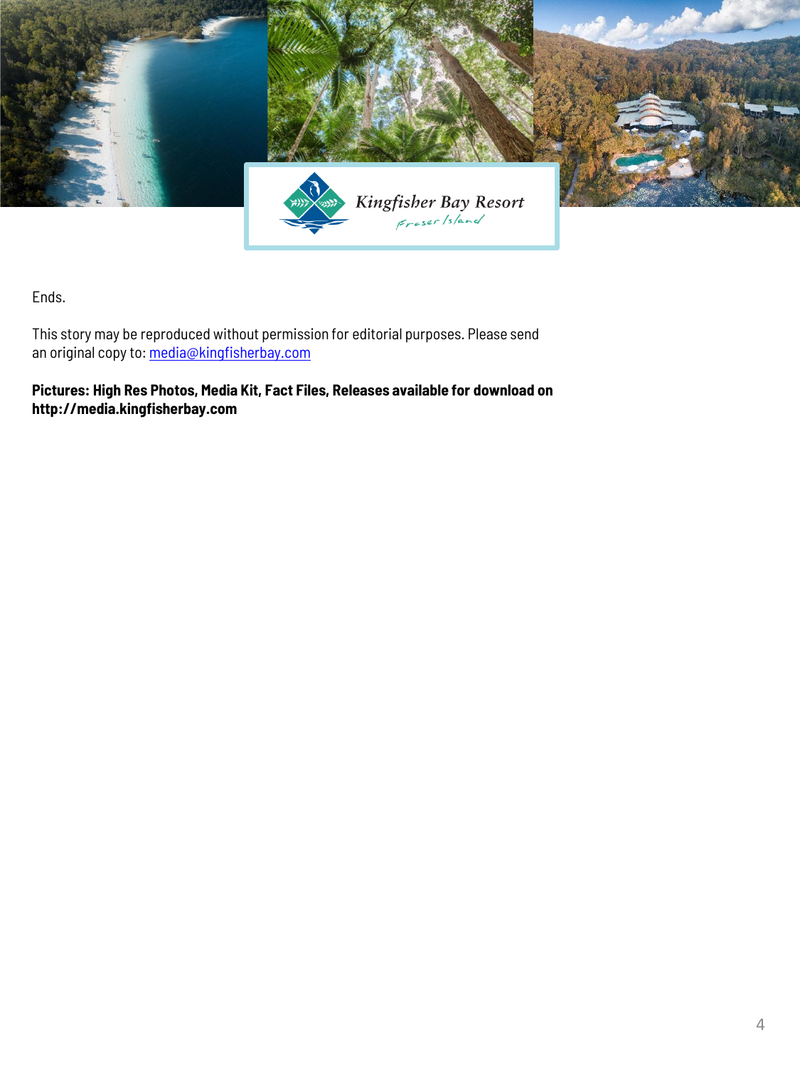Ends.

This story may be reproduced without permission for editorial purposes. Please send an original copy to: media@kingfisherbay.com

**Pictures: High Res Photos, Media Kit, Fact Files, Releases available for download on http://media.kingfisherbay.com**